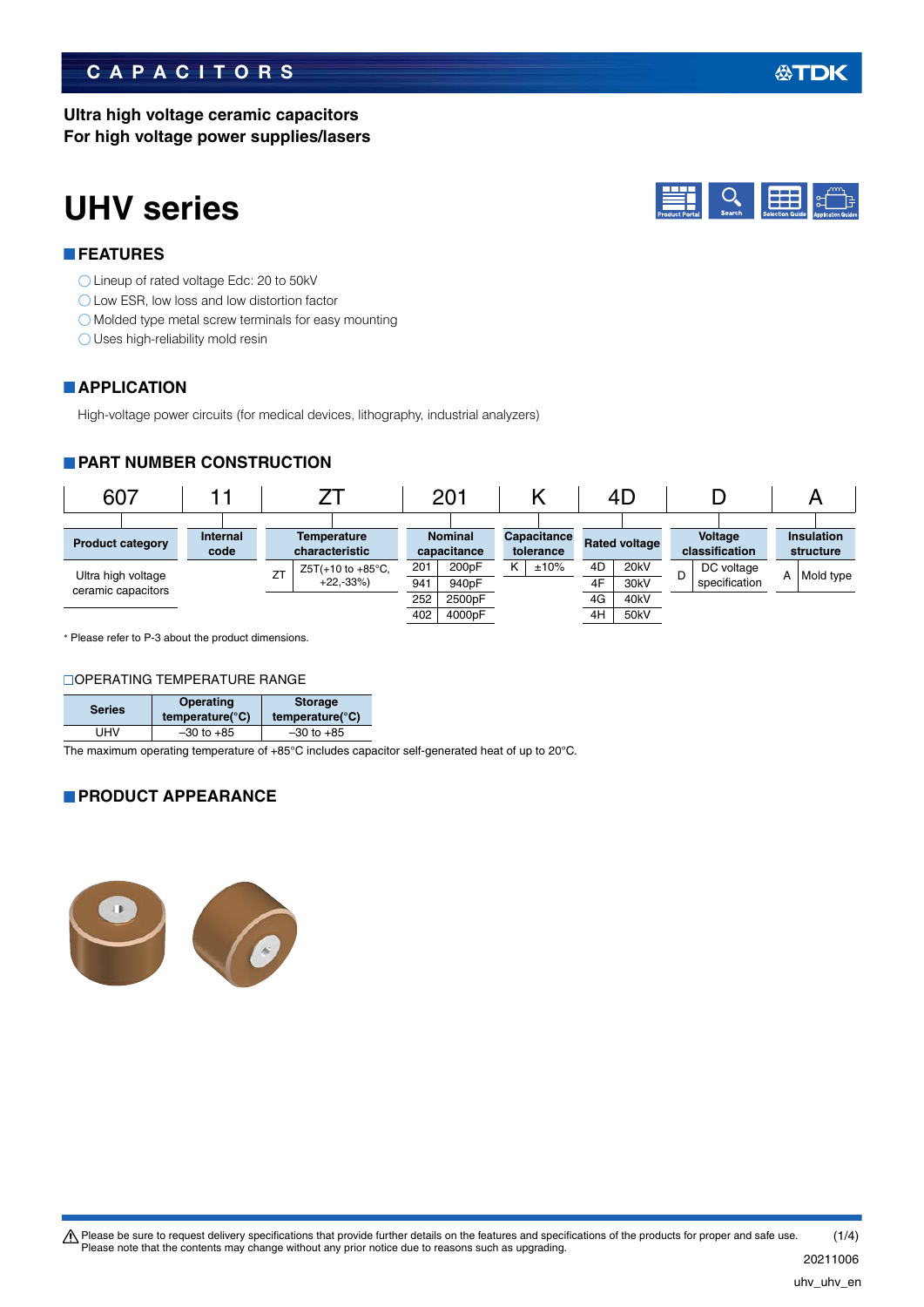**Ultra high voltage ceramic capacitors**
**For high voltage power supplies/lasers**

# UHV series

## FEATURES

- Lineup of rated voltage Edc: 20 to 50kV
- Low ESR, low loss and low distortion factor
- Molded type metal screw terminals for easy mounting
- Uses high-reliability mold resin

## APPLICATION

High-voltage power circuits (for medical devices, lithography, industrial analyzers)

## PART NUMBER CONSTRUCTION

| 607 | 11 | ZT | 201 | K | 4D | D | A |
|---|---|---|---|---|---|---|---|
| Product category | Internal code | Temperature characteristic | Nominal capacitance | Capacitance tolerance | Rated voltage | Voltage classification | Insulation structure |
| Ultra high voltage ceramic capacitors | | ZT: Z5T(+10 to +85°C, +22,-33%) | 201: 200pF | K: ±10% | 4D: 20kV | D: DC voltage specification | A: Mold type |
| | | | 941: 940pF | | 4F: 30kV | | |
| | | | 252: 2500pF | | 4G: 40kV | | |
| | | | 402: 4000pF | | 4H: 50kV | | |

* Please refer to P-3 about the product dimensions.

### OPERATING TEMPERATURE RANGE

| Series | Operating temperature(°C) | Storage temperature(°C) |
|---|---|---|
| UHV | –30 to +85 | –30 to +85 |

The maximum operating temperature of +85°C includes capacitor self-generated heat of up to 20°C.

## PRODUCT APPEARANCE

⚠ Please be sure to request delivery specifications that provide further details on the features and specifications of the products for proper and safe use.
Please note that the contents may change without any prior notice due to reasons such as upgrading.

20211006

uhv_uhv_en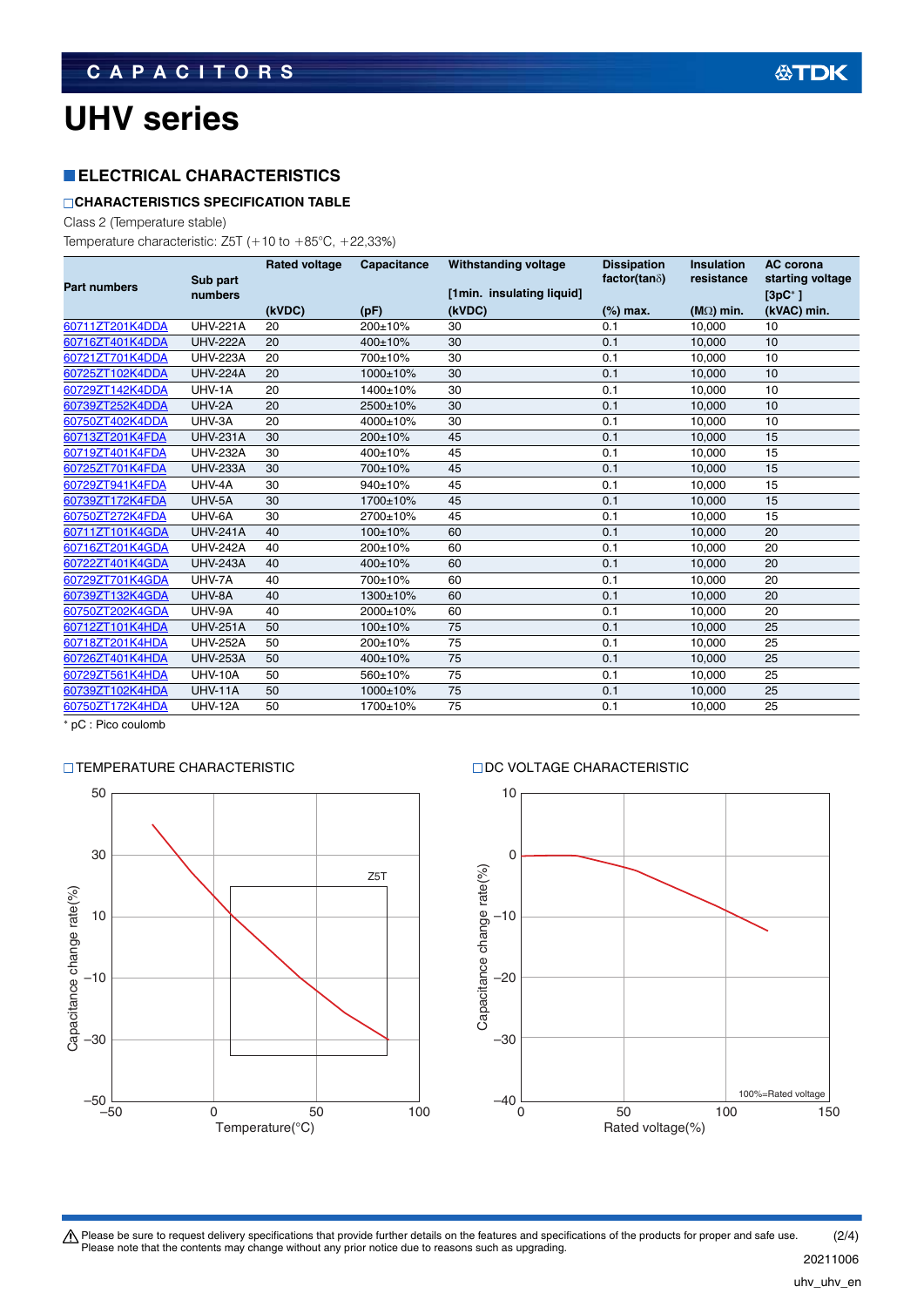# UHV series

## ELECTRICAL CHARACTERISTICS

### CHARACTERISTICS SPECIFICATION TABLE

Class 2 (Temperature stable)

Temperature characteristic: Z5T (+10 to +85°C, +22,33%)

| Part numbers | Sub part numbers | Rated voltage (kVDC) | Capacitance (pF) | Withstanding voltage [1min. insulating liquid] (kVDC) | Dissipation factor(tanδ) (%) max. | Insulation resistance (MΩ) min. | AC corona starting voltage [3pC*] (kVAC) min. |
|---|---|---|---|---|---|---|---|
| 60711ZT201K4DDA | UHV-221A | 20 | 200±10% | 30 | 0.1 | 10,000 | 10 |
| 60716ZT401K4DDA | UHV-222A | 20 | 400±10% | 30 | 0.1 | 10,000 | 10 |
| 60721ZT701K4DDA | UHV-223A | 20 | 700±10% | 30 | 0.1 | 10,000 | 10 |
| 60725ZT102K4DDA | UHV-224A | 20 | 1000±10% | 30 | 0.1 | 10,000 | 10 |
| 60729ZT142K4DDA | UHV-1A | 20 | 1400±10% | 30 | 0.1 | 10,000 | 10 |
| 60739ZT252K4DDA | UHV-2A | 20 | 2500±10% | 30 | 0.1 | 10,000 | 10 |
| 60750ZT402K4DDA | UHV-3A | 20 | 4000±10% | 30 | 0.1 | 10,000 | 10 |
| 60713ZT201K4FDA | UHV-231A | 30 | 200±10% | 45 | 0.1 | 10,000 | 15 |
| 60719ZT401K4FDA | UHV-232A | 30 | 400±10% | 45 | 0.1 | 10,000 | 15 |
| 60725ZT701K4FDA | UHV-233A | 30 | 700±10% | 45 | 0.1 | 10,000 | 15 |
| 60729ZT941K4FDA | UHV-4A | 30 | 940±10% | 45 | 0.1 | 10,000 | 15 |
| 60739ZT172K4FDA | UHV-5A | 30 | 1700±10% | 45 | 0.1 | 10,000 | 15 |
| 60750ZT272K4FDA | UHV-6A | 30 | 2700±10% | 45 | 0.1 | 10,000 | 15 |
| 60711ZT101K4GDA | UHV-241A | 40 | 100±10% | 60 | 0.1 | 10,000 | 20 |
| 60716ZT201K4GDA | UHV-242A | 40 | 200±10% | 60 | 0.1 | 10,000 | 20 |
| 60722ZT401K4GDA | UHV-243A | 40 | 400±10% | 60 | 0.1 | 10,000 | 20 |
| 60729ZT701K4GDA | UHV-7A | 40 | 700±10% | 60 | 0.1 | 10,000 | 20 |
| 60739ZT132K4GDA | UHV-8A | 40 | 1300±10% | 60 | 0.1 | 10,000 | 20 |
| 60750ZT202K4GDA | UHV-9A | 40 | 2000±10% | 60 | 0.1 | 10,000 | 20 |
| 60712ZT101K4HDA | UHV-251A | 50 | 100±10% | 75 | 0.1 | 10,000 | 25 |
| 60718ZT201K4HDA | UHV-252A | 50 | 200±10% | 75 | 0.1 | 10,000 | 25 |
| 60726ZT401K4HDA | UHV-253A | 50 | 400±10% | 75 | 0.1 | 10,000 | 25 |
| 60729ZT561K4HDA | UHV-10A | 50 | 560±10% | 75 | 0.1 | 10,000 | 25 |
| 60739ZT102K4HDA | UHV-11A | 50 | 1000±10% | 75 | 0.1 | 10,000 | 25 |
| 60750ZT172K4HDA | UHV-12A | 50 | 1700±10% | 75 | 0.1 | 10,000 | 25 |

* pC : Pico coulomb

### TEMPERATURE CHARACTERISTIC

### DC VOLTAGE CHARACTERISTIC

⚠ Please be sure to request delivery specifications that provide further details on the features and specifications of the products for proper and safe use.
Please note that the contents may change without any prior notice due to reasons such as upgrading.

20211006

uhv_uhv_en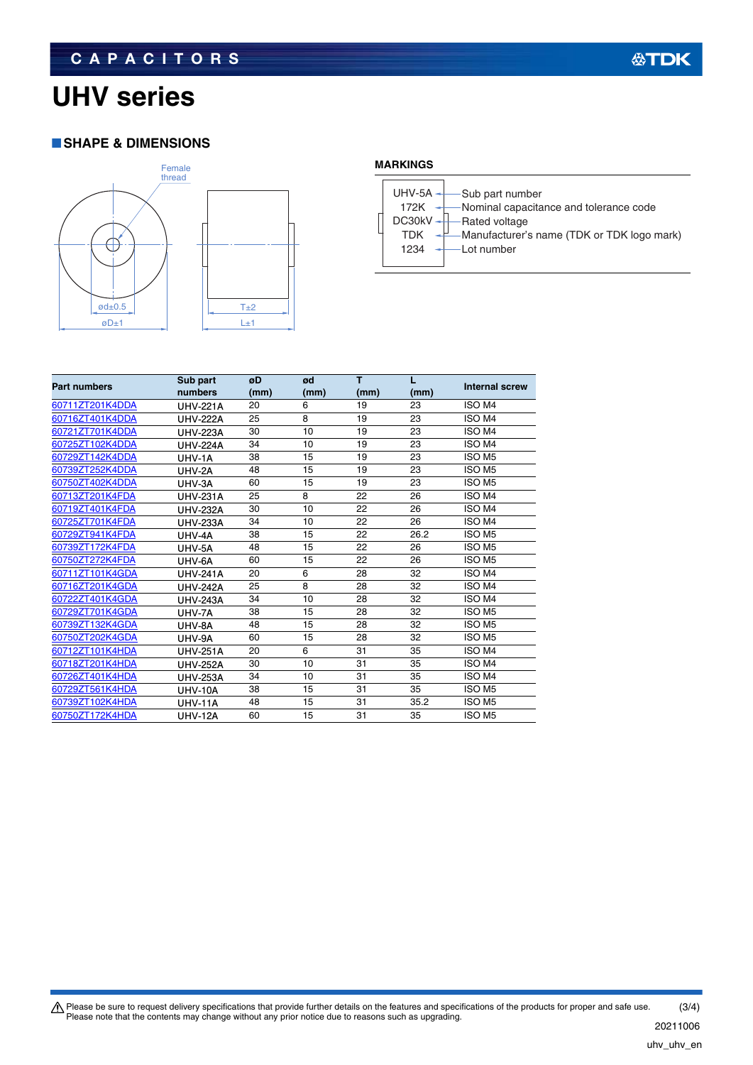# UHV series

## SHAPE & DIMENSIONS

Female thread

ød±0.5

øD±1

T±2

L±1

### MARKINGS

| Marking | Description |
|---|---|
| UHV-5A | Sub part number |
| 172K | Nominal capacitance and tolerance code |
| DC30kV | Rated voltage |
| TDK | Manufacturer's name (TDK or TDK logo mark) |
| 1234 | Lot number |

| Part numbers | Sub part numbers | øD (mm) | ød (mm) | T (mm) | L (mm) | Internal screw |
|---|---|---|---|---|---|---|
| 60711ZT201K4DDA | UHV-221A | 20 | 6 | 19 | 23 | ISO M4 |
| 60716ZT401K4DDA | UHV-222A | 25 | 8 | 19 | 23 | ISO M4 |
| 60721ZT701K4DDA | UHV-223A | 30 | 10 | 19 | 23 | ISO M4 |
| 60725ZT102K4DDA | UHV-224A | 34 | 10 | 19 | 23 | ISO M4 |
| 60729ZT142K4DDA | UHV-1A | 38 | 15 | 19 | 23 | ISO M5 |
| 60739ZT252K4DDA | UHV-2A | 48 | 15 | 19 | 23 | ISO M5 |
| 60750ZT402K4DDA | UHV-3A | 60 | 15 | 19 | 23 | ISO M5 |
| 60713ZT201K4FDA | UHV-231A | 25 | 8 | 22 | 26 | ISO M4 |
| 60719ZT401K4FDA | UHV-232A | 30 | 10 | 22 | 26 | ISO M4 |
| 60725ZT701K4FDA | UHV-233A | 34 | 10 | 22 | 26 | ISO M4 |
| 60729ZT941K4FDA | UHV-4A | 38 | 15 | 22 | 26.2 | ISO M5 |
| 60739ZT172K4FDA | UHV-5A | 48 | 15 | 22 | 26 | ISO M5 |
| 60750ZT272K4FDA | UHV-6A | 60 | 15 | 22 | 26 | ISO M5 |
| 60711ZT101K4GDA | UHV-241A | 20 | 6 | 28 | 32 | ISO M4 |
| 60716ZT201K4GDA | UHV-242A | 25 | 8 | 28 | 32 | ISO M4 |
| 60722ZT401K4GDA | UHV-243A | 34 | 10 | 28 | 32 | ISO M4 |
| 60729ZT701K4GDA | UHV-7A | 38 | 15 | 28 | 32 | ISO M5 |
| 60739ZT132K4GDA | UHV-8A | 48 | 15 | 28 | 32 | ISO M5 |
| 60750ZT202K4GDA | UHV-9A | 60 | 15 | 28 | 32 | ISO M5 |
| 60712ZT101K4HDA | UHV-251A | 20 | 6 | 31 | 35 | ISO M4 |
| 60718ZT201K4HDA | UHV-252A | 30 | 10 | 31 | 35 | ISO M4 |
| 60726ZT401K4HDA | UHV-253A | 34 | 10 | 31 | 35 | ISO M4 |
| 60729ZT561K4HDA | UHV-10A | 38 | 15 | 31 | 35 | ISO M5 |
| 60739ZT102K4HDA | UHV-11A | 48 | 15 | 31 | 35.2 | ISO M5 |
| 60750ZT172K4HDA | UHV-12A | 60 | 15 | 31 | 35 | ISO M5 |

⚠ Please be sure to request delivery specifications that provide further details on the features and specifications of the products for proper and safe use.
Please note that the contents may change without any prior notice due to reasons such as upgrading.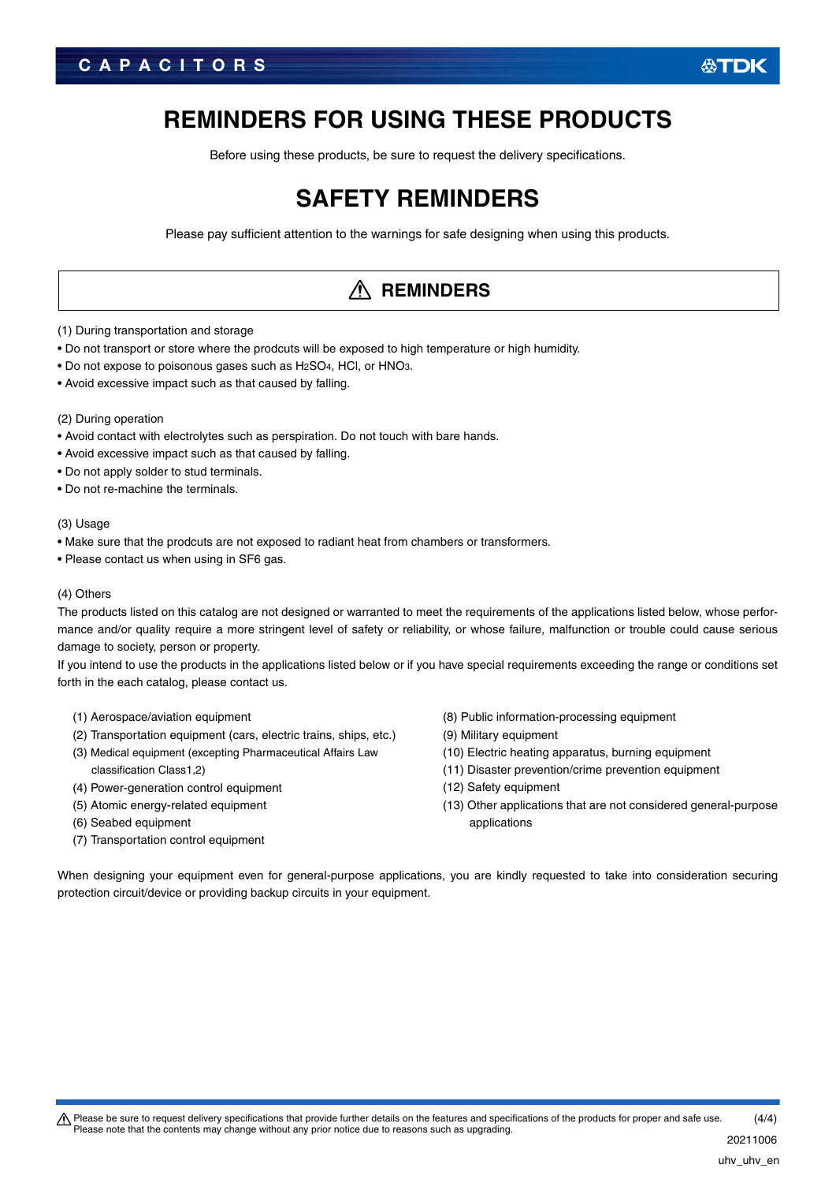# REMINDERS FOR USING THESE PRODUCTS

Before using these products, be sure to request the delivery specifications.

# SAFETY REMINDERS

Please pay sufficient attention to the warnings for safe designing when using this products.

## ⚠ REMINDERS

(1) During transportation and storage

- Do not transport or store where the prodcuts will be exposed to high temperature or high humidity.
- Do not expose to poisonous gases such as $H_2SO_4$, HCl, or $HNO_3$.
- Avoid excessive impact such as that caused by falling.

(2) During operation

- Avoid contact with electrolytes such as perspiration. Do not touch with bare hands.
- Avoid excessive impact such as that caused by falling.
- Do not apply solder to stud terminals.
- Do not re-machine the terminals.

(3) Usage

- Make sure that the prodcuts are not exposed to radiant heat from chambers or transformers.
- Please contact us when using in SF6 gas.

(4) Others

The products listed on this catalog are not designed or warranted to meet the requirements of the applications listed below, whose performance and/or quality require a more stringent level of safety or reliability, or whose failure, malfunction or trouble could cause serious damage to society, person or property.

If you intend to use the products in the applications listed below or if you have special requirements exceeding the range or conditions set forth in the each catalog, please contact us.

(1) Aerospace/aviation equipment
(2) Transportation equipment (cars, electric trains, ships, etc.)
(3) Medical equipment (excepting Pharmaceutical Affairs Law classification Class1,2)
(4) Power-generation control equipment
(5) Atomic energy-related equipment
(6) Seabed equipment
(7) Transportation control equipment
(8) Public information-processing equipment
(9) Military equipment
(10) Electric heating apparatus, burning equipment
(11) Disaster prevention/crime prevention equipment
(12) Safety equipment
(13) Other applications that are not considered general-purpose applications

When designing your equipment even for general-purpose applications, you are kindly requested to take into consideration securing protection circuit/device or providing backup circuits in your equipment.